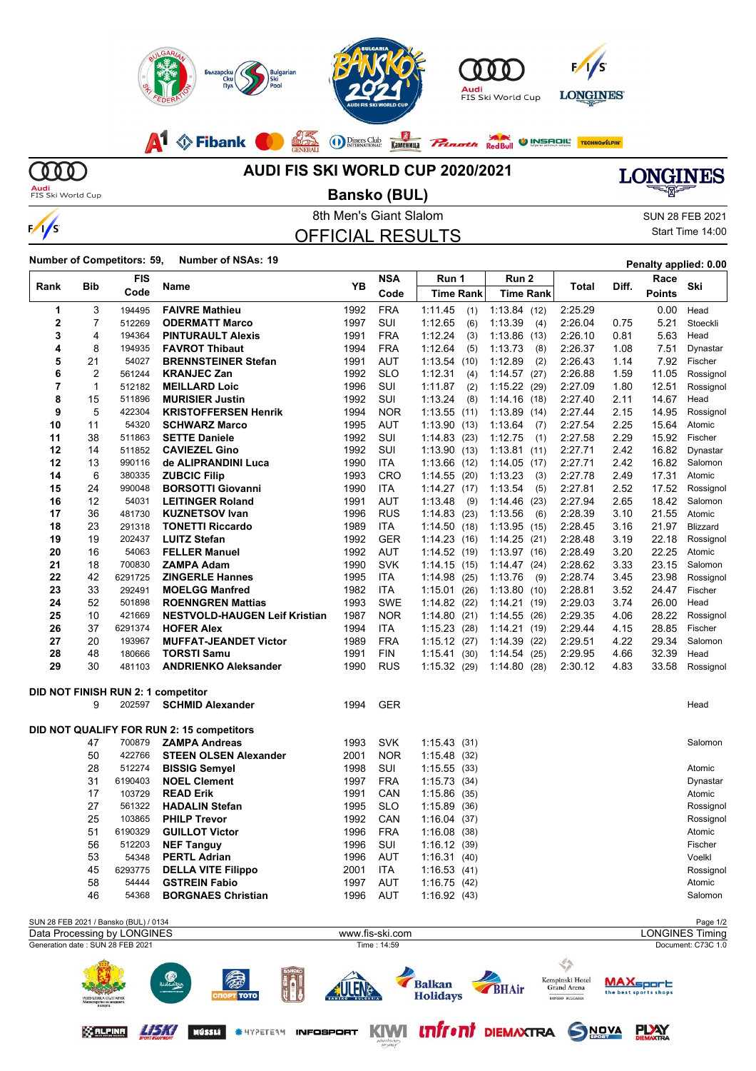# AUDI FIS SKI WORLD CUP 2020/2021

## Bansko (BUL)

### 8th Men's Giant Slalom

SUN 28 FEB 2021
Start Time 14:00

## OFFICIAL RESULTS

**Number of Competitors: 59, Number of NSAs: 19**

**Penalty applied: 0.00**

| Rank | Bib | FIS Code | Name | YB | NSA Code | Run 1 Time | Run 1 Rank | Run 2 Time | Run 2 Rank | Total | Diff. | Race Points | Ski |
|---|---|---|---|---|---|---|---|---|---|---|---|---|---|
| 1 | 3 | 194495 | **FAIVRE Mathieu** | 1992 | FRA | 1:11.45 | (1) | 1:13.84 | (12) | 2:25.29 | | 0.00 | Head |
| 2 | 7 | 512269 | **ODERMATT Marco** | 1997 | SUI | 1:12.65 | (6) | 1:13.39 | (4) | 2:26.04 | 0.75 | 5.21 | Stoeckli |
| 3 | 4 | 194364 | **PINTURAULT Alexis** | 1991 | FRA | 1:12.24 | (3) | 1:13.86 | (13) | 2:26.10 | 0.81 | 5.63 | Head |
| 4 | 8 | 194935 | **FAVROT Thibaut** | 1994 | FRA | 1:12.64 | (5) | 1:13.73 | (8) | 2:26.37 | 1.08 | 7.51 | Dynastar |
| 5 | 21 | 54027 | **BRENNSTEINER Stefan** | 1991 | AUT | 1:13.54 | (10) | 1:12.89 | (2) | 2:26.43 | 1.14 | 7.92 | Fischer |
| 6 | 2 | 561244 | **KRANJEC Zan** | 1992 | SLO | 1:12.31 | (4) | 1:14.57 | (27) | 2:26.88 | 1.59 | 11.05 | Rossignol |
| 7 | 1 | 512182 | **MEILLARD Loic** | 1996 | SUI | 1:11.87 | (2) | 1:15.22 | (29) | 2:27.09 | 1.80 | 12.51 | Rossignol |
| 8 | 15 | 511896 | **MURISIER Justin** | 1992 | SUI | 1:13.24 | (8) | 1:14.16 | (18) | 2:27.40 | 2.11 | 14.67 | Head |
| 9 | 5 | 422304 | **KRISTOFFERSEN Henrik** | 1994 | NOR | 1:13.55 | (11) | 1:13.89 | (14) | 2:27.44 | 2.15 | 14.95 | Rossignol |
| 10 | 11 | 54320 | **SCHWARZ Marco** | 1995 | AUT | 1:13.90 | (13) | 1:13.64 | (7) | 2:27.54 | 2.25 | 15.64 | Atomic |
| 11 | 38 | 511863 | **SETTE Daniele** | 1992 | SUI | 1:14.83 | (23) | 1:12.75 | (1) | 2:27.58 | 2.29 | 15.92 | Fischer |
| 12 | 14 | 511852 | **CAVIEZEL Gino** | 1992 | SUI | 1:13.90 | (13) | 1:13.81 | (11) | 2:27.71 | 2.42 | 16.82 | Dynastar |
| 12 | 13 | 990116 | **de ALIPRANDINI Luca** | 1990 | ITA | 1:13.66 | (12) | 1:14.05 | (17) | 2:27.71 | 2.42 | 16.82 | Salomon |
| 14 | 6 | 380335 | **ZUBCIC Filip** | 1993 | CRO | 1:14.55 | (20) | 1:13.23 | (3) | 2:27.78 | 2.49 | 17.31 | Atomic |
| 15 | 24 | 990048 | **BORSOTTI Giovanni** | 1990 | ITA | 1:14.27 | (17) | 1:13.54 | (5) | 2:27.81 | 2.52 | 17.52 | Rossignol |
| 16 | 12 | 54031 | **LEITINGER Roland** | 1991 | AUT | 1:13.48 | (9) | 1:14.46 | (23) | 2:27.94 | 2.65 | 18.42 | Salomon |
| 17 | 36 | 481730 | **KUZNETSOV Ivan** | 1996 | RUS | 1:14.83 | (23) | 1:13.56 | (6) | 2:28.39 | 3.10 | 21.55 | Atomic |
| 18 | 23 | 291318 | **TONETTI Riccardo** | 1989 | ITA | 1:14.50 | (18) | 1:13.95 | (15) | 2:28.45 | 3.16 | 21.97 | Blizzard |
| 19 | 19 | 202437 | **LUITZ Stefan** | 1992 | GER | 1:14.23 | (16) | 1:14.25 | (21) | 2:28.48 | 3.19 | 22.18 | Rossignol |
| 20 | 16 | 54063 | **FELLER Manuel** | 1992 | AUT | 1:14.52 | (19) | 1:13.97 | (16) | 2:28.49 | 3.20 | 22.25 | Atomic |
| 21 | 18 | 700830 | **ZAMPA Adam** | 1990 | SVK | 1:14.15 | (15) | 1:14.47 | (24) | 2:28.62 | 3.33 | 23.15 | Salomon |
| 22 | 42 | 6291725 | **ZINGERLE Hannes** | 1995 | ITA | 1:14.98 | (25) | 1:13.76 | (9) | 2:28.74 | 3.45 | 23.98 | Rossignol |
| 23 | 33 | 292491 | **MOELGG Manfred** | 1982 | ITA | 1:15.01 | (26) | 1:13.80 | (10) | 2:28.81 | 3.52 | 24.47 | Fischer |
| 24 | 52 | 501898 | **ROENNGREN Mattias** | 1993 | SWE | 1:14.82 | (22) | 1:14.21 | (19) | 2:29.03 | 3.74 | 26.00 | Head |
| 25 | 10 | 421669 | **NESTVOLD-HAUGEN Leif Kristian** | 1987 | NOR | 1:14.80 | (21) | 1:14.55 | (26) | 2:29.35 | 4.06 | 28.22 | Rossignol |
| 26 | 37 | 6291374 | **HOFER Alex** | 1994 | ITA | 1:15.23 | (28) | 1:14.21 | (19) | 2:29.44 | 4.15 | 28.85 | Fischer |
| 27 | 20 | 193967 | **MUFFAT-JEANDET Victor** | 1989 | FRA | 1:15.12 | (27) | 1:14.39 | (22) | 2:29.51 | 4.22 | 29.34 | Salomon |
| 28 | 48 | 180666 | **TORSTI Samu** | 1991 | FIN | 1:15.41 | (30) | 1:14.54 | (25) | 2:29.95 | 4.66 | 32.39 | Head |
| 29 | 30 | 481103 | **ANDRIENKO Aleksander** | 1990 | RUS | 1:15.32 | (29) | 1:14.80 | (28) | 2:30.12 | 4.83 | 33.58 | Rossignol |

**DID NOT FINISH RUN 2: 1 competitor**

| Bib | FIS Code | Name | YB | NSA Code | Ski |
|---|---|---|---|---|---|
| 9 | 202597 | **SCHMID Alexander** | 1994 | GER | Head |

**DID NOT QUALIFY FOR RUN 2: 15 competitors**

| Bib | FIS Code | Name | YB | NSA Code | Run 1 Time | Run 1 Rank | Ski |
|---|---|---|---|---|---|---|---|
| 47 | 700879 | **ZAMPA Andreas** | 1993 | SVK | 1:15.43 | (31) | Salomon |
| 50 | 422766 | **STEEN OLSEN Alexander** | 2001 | NOR | 1:15.48 | (32) | |
| 28 | 512274 | **BISSIG Semyel** | 1998 | SUI | 1:15.55 | (33) | Atomic |
| 31 | 6190403 | **NOEL Clement** | 1997 | FRA | 1:15.73 | (34) | Dynastar |
| 17 | 103729 | **READ Erik** | 1991 | CAN | 1:15.86 | (35) | Atomic |
| 27 | 561322 | **HADALIN Stefan** | 1995 | SLO | 1:15.89 | (36) | Rossignol |
| 25 | 103865 | **PHILP Trevor** | 1992 | CAN | 1:16.04 | (37) | Rossignol |
| 51 | 6190329 | **GUILLOT Victor** | 1996 | FRA | 1:16.08 | (38) | Atomic |
| 56 | 512203 | **NEF Tanguy** | 1996 | SUI | 1:16.12 | (39) | Fischer |
| 53 | 54348 | **PERTL Adrian** | 1996 | AUT | 1:16.31 | (40) | Voelkl |
| 45 | 6293775 | **DELLA VITE Filippo** | 2001 | ITA | 1:16.53 | (41) | Rossignol |
| 58 | 54444 | **GSTREIN Fabio** | 1997 | AUT | 1:16.75 | (42) | Atomic |
| 46 | 54368 | **BORGNAES Christian** | 1996 | AUT | 1:16.92 | (43) | Salomon |

SUN 28 FEB 2021 / Bansko (BUL) / 0134
Data Processing by LONGINES — www.fis-ski.com — LONGINES Timing
Generation date : SUN 28 FEB 2021 — Time : 14:59 — Document: C73C 1.0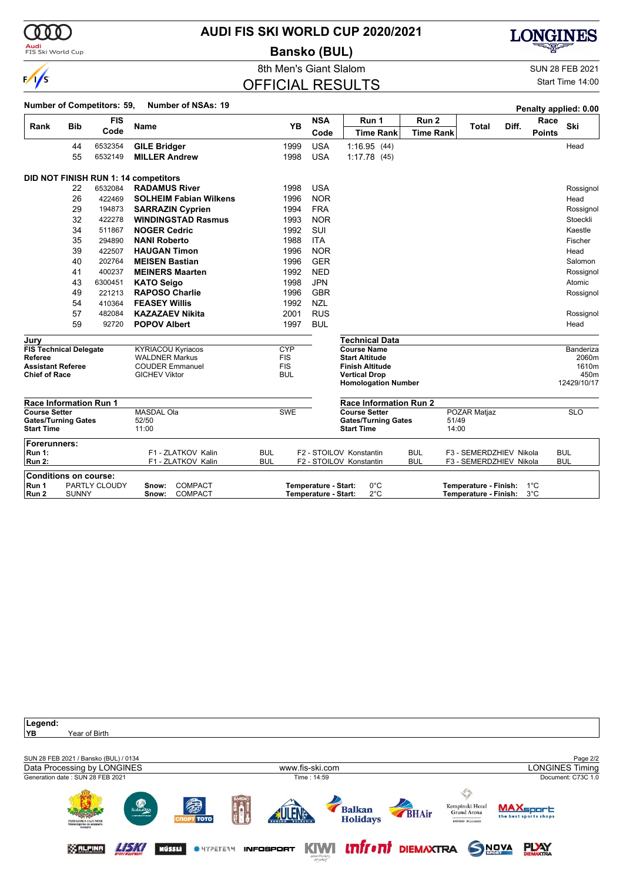# AUDI FIS SKI WORLD CUP 2020/2021

## Bansko (BUL)

8th Men's Giant Slalom

# OFFICIAL RESULTS

SUN 28 FEB 2021

Start Time 14:00

**Number of Competitors: 59, Number of NSAs: 19**

**Penalty applied: 0.00**

| Rank | Bib | FIS Code | Name | YB | NSA Code | Run 1 Time Rank | Run 2 Time Rank | Total | Diff. | Race Points | Ski |
|---|---|---|---|---|---|---|---|---|---|---|---|
| | 44 | 6532354 | **GILE Bridger** | 1999 | USA | 1:16.95 (44) | | | | | Head |
| | 55 | 6532149 | **MILLER Andrew** | 1998 | USA | 1:17.78 (45) | | | | | |

**DID NOT FINISH RUN 1: 14 competitors**

| Rank | Bib | FIS Code | Name | YB | NSA Code | Run 1 Time Rank | Run 2 Time Rank | Total | Diff. | Race Points | Ski |
|---|---|---|---|---|---|---|---|---|---|---|---|
| | 22 | 6532084 | **RADAMUS River** | 1998 | USA | | | | | | Rossignol |
| | 26 | 422469 | **SOLHEIM Fabian Wilkens** | 1996 | NOR | | | | | | Head |
| | 29 | 194873 | **SARRAZIN Cyprien** | 1994 | FRA | | | | | | Rossignol |
| | 32 | 422278 | **WINDINGSTAD Rasmus** | 1993 | NOR | | | | | | Stoeckli |
| | 34 | 511867 | **NOGER Cedric** | 1992 | SUI | | | | | | Kaestle |
| | 35 | 294890 | **NANI Roberto** | 1988 | ITA | | | | | | Fischer |
| | 39 | 422507 | **HAUGAN Timon** | 1996 | NOR | | | | | | Head |
| | 40 | 202764 | **MEISEN Bastian** | 1996 | GER | | | | | | Salomon |
| | 41 | 400237 | **MEINERS Maarten** | 1992 | NED | | | | | | Rossignol |
| | 43 | 6300451 | **KATO Seigo** | 1998 | JPN | | | | | | Atomic |
| | 49 | 221213 | **RAPOSO Charlie** | 1996 | GBR | | | | | | Rossignol |
| | 54 | 410364 | **FEASEY Willis** | 1992 | NZL | | | | | | |
| | 57 | 482084 | **KAZAZAEV Nikita** | 2001 | RUS | | | | | | Rossignol |
| | 59 | 92720 | **POPOV Albert** | 1997 | BUL | | | | | | Head |

**Jury**

| | | |
|---|---|---|
| **FIS Technical Delegate** | KYRIACOU Kyriacos | CYP |
| **Referee** | WALDNER Markus | FIS |
| **Assistant Referee** | COUDER Emmanuel | FIS |
| **Chief of Race** | GICHEV Viktor | BUL |

**Technical Data**

| | |
|---|---|
| **Course Name** | Banderiza |
| **Start Altitude** | 2060m |
| **Finish Altitude** | 1610m |
| **Vertical Drop** | 450m |
| **Homologation Number** | 12429/10/17 |

**Race Information Run 1**

| | | |
|---|---|---|
| **Course Setter** | MASDAL Ola | SWE |
| **Gates/Turning Gates** | 52/50 | |
| **Start Time** | 11:00 | |

**Race Information Run 2**

| | | |
|---|---|---|
| **Course Setter** | POZAR Matjaz | SLO |
| **Gates/Turning Gates** | 51/49 | |
| **Start Time** | 14:00 | |

**Forerunners:**

| | | | | | | |
|---|---|---|---|---|---|---|
| **Run 1:** | F1 - ZLATKOV Kalin | BUL | F2 - STOILOV Konstantin | BUL | F3 - SEMERDZHIEV Nikola | BUL |
| **Run 2:** | F1 - ZLATKOV Kalin | BUL | F2 - STOILOV Konstantin | BUL | F3 - SEMERDZHIEV Nikola | BUL |

**Conditions on course:**

| | | | | |
|---|---|---|---|---|
| **Run 1** | PARTLY CLOUDY | **Snow:** COMPACT | **Temperature - Start:** 0°C | **Temperature - Finish:** 1°C |
| **Run 2** | SUNNY | **Snow:** COMPACT | **Temperature - Start:** 2°C | **Temperature - Finish:** 3°C |

**Legend:**

YB Year of Birth

SUN 28 FEB 2021 / Bansko (BUL) / 0134

Data Processing by LONGINES — www.fis-ski.com — LONGINES Timing

Generation date : SUN 28 FEB 2021 — Time : 14:59 — Document: C73C 1.0